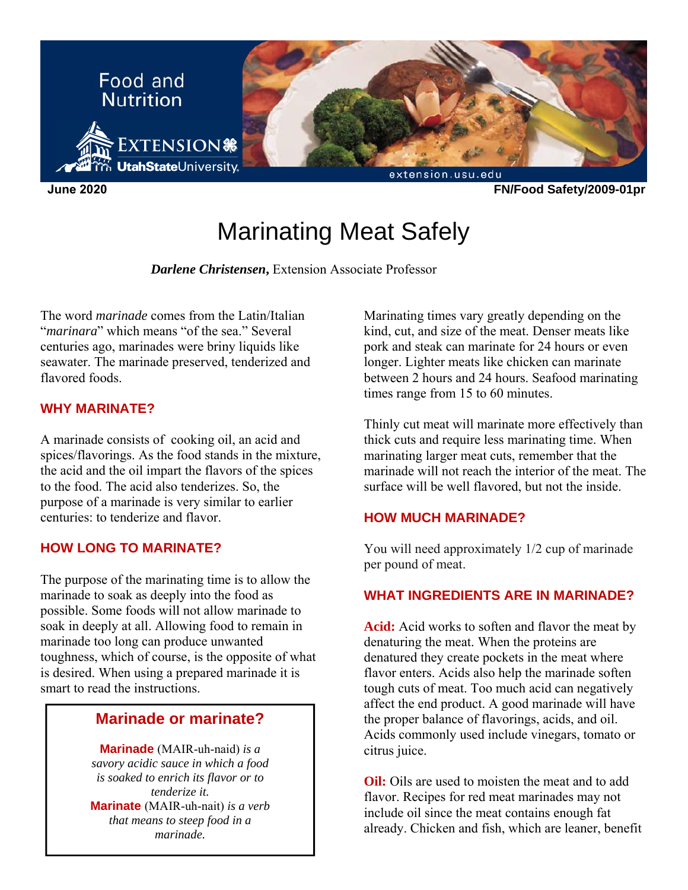Food and Nutrition

June 2020 FN/Food Safety/2009-01pr

# Marinating Meat Safely

***Darlene Christensen,*** Extension Associate Professor

The word *marinade* comes from the Latin/Italian "*marinara*" which means "of the sea." Several centuries ago, marinades were briny liquids like seawater. The marinade preserved, tenderized and flavored foods.

## WHY MARINATE?

A marinade consists of cooking oil, an acid and spices/flavorings. As the food stands in the mixture, the acid and the oil impart the flavors of the spices to the food. The acid also tenderizes. So, the purpose of a marinade is very similar to earlier centuries: to tenderize and flavor.

## HOW LONG TO MARINATE?

The purpose of the marinating time is to allow the marinade to soak as deeply into the food as possible. Some foods will not allow marinade to soak in deeply at all. Allowing food to remain in marinade too long can produce unwanted toughness, which of course, is the opposite of what is desired. When using a prepared marinade it is smart to read the instructions.

> ### Marinade or marinate?
>
> **Marinade** (MAIR-uh-naid) *is a savory acidic sauce in which a food is soaked to enrich its flavor or to tenderize it.*
> **Marinate** (MAIR-uh-nait) *is a verb that means to steep food in a marinade.*

Marinating times vary greatly depending on the kind, cut, and size of the meat. Denser meats like pork and steak can marinate for 24 hours or even longer. Lighter meats like chicken can marinate between 2 hours and 24 hours. Seafood marinating times range from 15 to 60 minutes.

Thinly cut meat will marinate more effectively than thick cuts and require less marinating time. When marinating larger meat cuts, remember that the marinade will not reach the interior of the meat. The surface will be well flavored, but not the inside.

## HOW MUCH MARINADE?

You will need approximately 1/2 cup of marinade per pound of meat.

## WHAT INGREDIENTS ARE IN MARINADE?

**Acid:** Acid works to soften and flavor the meat by denaturing the meat. When the proteins are denatured they create pockets in the meat where flavor enters. Acids also help the marinade soften tough cuts of meat. Too much acid can negatively affect the end product. A good marinade will have the proper balance of flavorings, acids, and oil. Acids commonly used include vinegars, tomato or citrus juice.

**Oil:** Oils are used to moisten the meat and to add flavor. Recipes for red meat marinades may not include oil since the meat contains enough fat already. Chicken and fish, which are leaner, benefit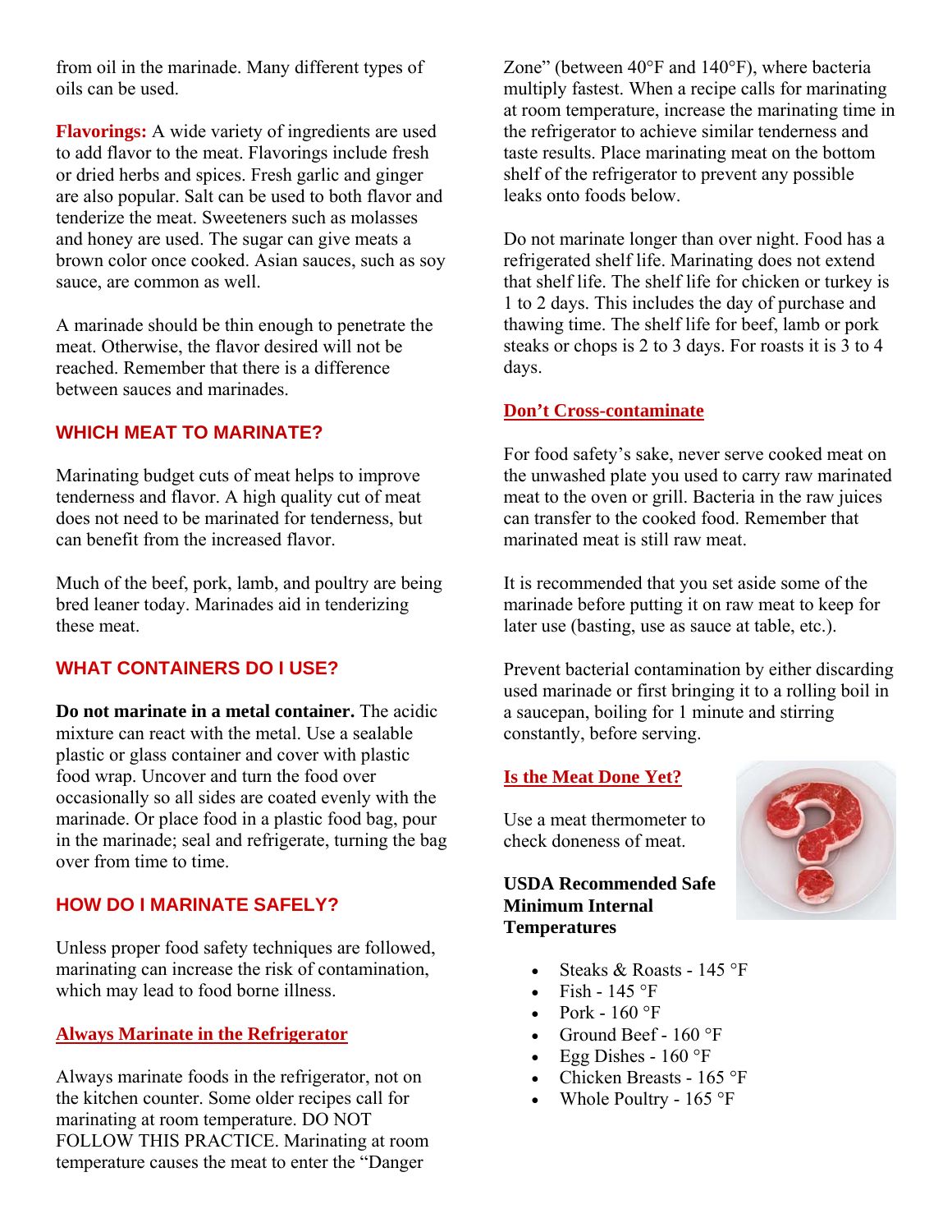from oil in the marinade. Many different types of oils can be used.

**Flavorings:** A wide variety of ingredients are used to add flavor to the meat. Flavorings include fresh or dried herbs and spices. Fresh garlic and ginger are also popular. Salt can be used to both flavor and tenderize the meat. Sweeteners such as molasses and honey are used. The sugar can give meats a brown color once cooked. Asian sauces, such as soy sauce, are common as well.

A marinade should be thin enough to penetrate the meat. Otherwise, the flavor desired will not be reached. Remember that there is a difference between sauces and marinades.

## WHICH MEAT TO MARINATE?

Marinating budget cuts of meat helps to improve tenderness and flavor. A high quality cut of meat does not need to be marinated for tenderness, but can benefit from the increased flavor.

Much of the beef, pork, lamb, and poultry are being bred leaner today. Marinades aid in tenderizing these meat.

## WHAT CONTAINERS DO I USE?

**Do not marinate in a metal container.** The acidic mixture can react with the metal. Use a sealable plastic or glass container and cover with plastic food wrap. Uncover and turn the food over occasionally so all sides are coated evenly with the marinade. Or place food in a plastic food bag, pour in the marinade; seal and refrigerate, turning the bag over from time to time.

## HOW DO I MARINATE SAFELY?

Unless proper food safety techniques are followed, marinating can increase the risk of contamination, which may lead to food borne illness.

### Always Marinate in the Refrigerator

Always marinate foods in the refrigerator, not on the kitchen counter. Some older recipes call for marinating at room temperature. DO NOT FOLLOW THIS PRACTICE. Marinating at room temperature causes the meat to enter the "Danger Zone" (between 40°F and 140°F), where bacteria multiply fastest. When a recipe calls for marinating at room temperature, increase the marinating time in the refrigerator to achieve similar tenderness and taste results. Place marinating meat on the bottom shelf of the refrigerator to prevent any possible leaks onto foods below.

Do not marinate longer than over night. Food has a refrigerated shelf life. Marinating does not extend that shelf life. The shelf life for chicken or turkey is 1 to 2 days. This includes the day of purchase and thawing time. The shelf life for beef, lamb or pork steaks or chops is 2 to 3 days. For roasts it is 3 to 4 days.

### Don't Cross-contaminate

For food safety's sake, never serve cooked meat on the unwashed plate you used to carry raw marinated meat to the oven or grill. Bacteria in the raw juices can transfer to the cooked food. Remember that marinated meat is still raw meat.

It is recommended that you set aside some of the marinade before putting it on raw meat to keep for later use (basting, use as sauce at table, etc.).

Prevent bacterial contamination by either discarding used marinade or first bringing it to a rolling boil in a saucepan, boiling for 1 minute and stirring constantly, before serving.

### Is the Meat Done Yet?

Use a meat thermometer to check doneness of meat.

**USDA Recommended Safe Minimum Internal Temperatures**

- Steaks & Roasts - 145 °F
- Fish - 145 °F
- Pork - 160 °F
- Ground Beef - 160 °F
- Egg Dishes - 160 °F
- Chicken Breasts - 165 °F
- Whole Poultry - 165 °F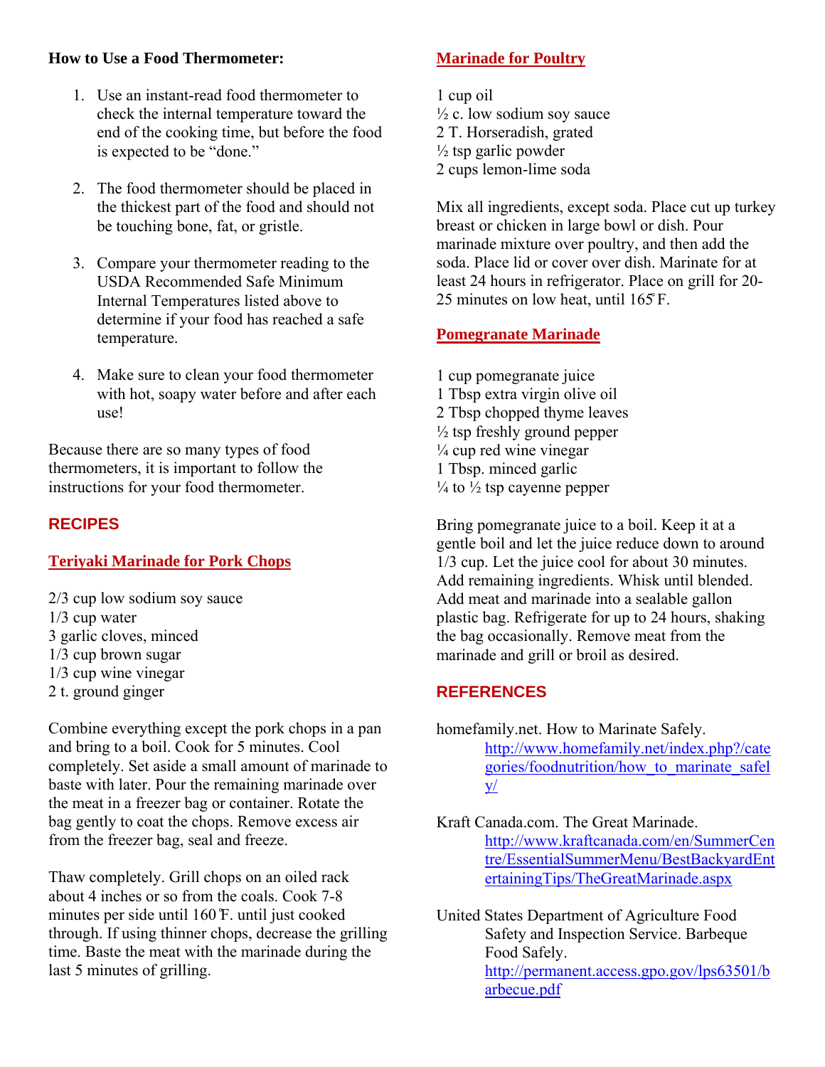**How to Use a Food Thermometer:**

1. Use an instant-read food thermometer to check the internal temperature toward the end of the cooking time, but before the food is expected to be "done."

2. The food thermometer should be placed in the thickest part of the food and should not be touching bone, fat, or gristle.

3. Compare your thermometer reading to the USDA Recommended Safe Minimum Internal Temperatures listed above to determine if your food has reached a safe temperature.

4. Make sure to clean your food thermometer with hot, soapy water before and after each use!

Because there are so many types of food thermometers, it is important to follow the instructions for your food thermometer.

## RECIPES

### Teriyaki Marinade for Pork Chops

2/3 cup low sodium soy sauce
1/3 cup water
3 garlic cloves, minced
1/3 cup brown sugar
1/3 cup wine vinegar
2 t. ground ginger

Combine everything except the pork chops in a pan and bring to a boil. Cook for 5 minutes. Cool completely. Set aside a small amount of marinade to baste with later. Pour the remaining marinade over the meat in a freezer bag or container. Rotate the bag gently to coat the chops. Remove excess air from the freezer bag, seal and freeze.

Thaw completely. Grill chops on an oiled rack about 4 inches or so from the coals. Cook 7-8 minutes per side until 160°F. until just cooked through. If using thinner chops, decrease the grilling time. Baste the meat with the marinade during the last 5 minutes of grilling.

### Marinade for Poultry

1 cup oil
½ c. low sodium soy sauce
2 T. Horseradish, grated
½ tsp garlic powder
2 cups lemon-lime soda

Mix all ingredients, except soda. Place cut up turkey breast or chicken in large bowl or dish. Pour marinade mixture over poultry, and then add the soda. Place lid or cover over dish. Marinate for at least 24 hours in refrigerator. Place on grill for 20-25 minutes on low heat, until 165°F.

### Pomegranate Marinade

1 cup pomegranate juice
1 Tbsp extra virgin olive oil
2 Tbsp chopped thyme leaves
½ tsp freshly ground pepper
¼ cup red wine vinegar
1 Tbsp. minced garlic
¼ to ½ tsp cayenne pepper

Bring pomegranate juice to a boil. Keep it at a gentle boil and let the juice reduce down to around 1/3 cup. Let the juice cool for about 30 minutes. Add remaining ingredients. Whisk until blended. Add meat and marinade into a sealable gallon plastic bag. Refrigerate for up to 24 hours, shaking the bag occasionally. Remove meat from the marinade and grill or broil as desired.

## REFERENCES

homefamily.net. How to Marinate Safely. http://www.homefamily.net/index.php?/categories/foodnutrition/how_to_marinate_safely/

Kraft Canada.com. The Great Marinade. http://www.kraftcanada.com/en/SummerCentre/EssentialSummerMenu/BestBackyardEntertainingTips/TheGreatMarinade.aspx

United States Department of Agriculture Food Safety and Inspection Service. Barbeque Food Safely. http://permanent.access.gpo.gov/lps63501/barbecue.pdf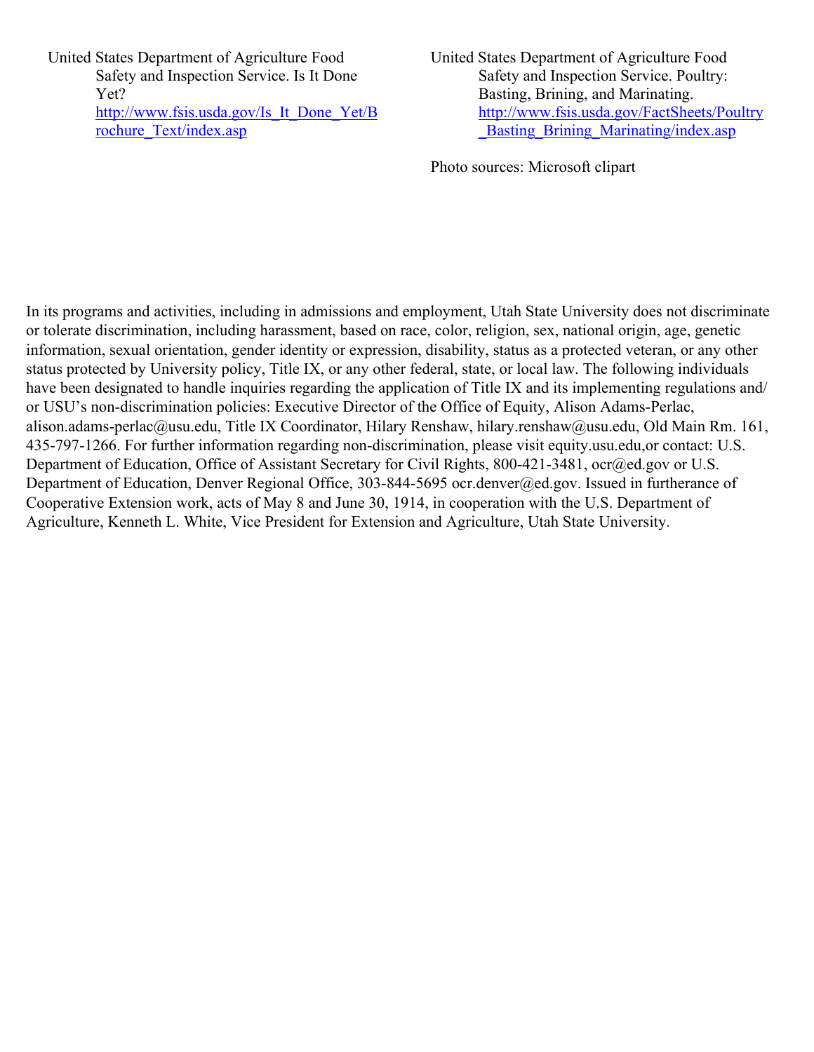United States Department of Agriculture Food Safety and Inspection Service. Is It Done Yet? http://www.fsis.usda.gov/Is_It_Done_Yet/Brochure_Text/index.asp

United States Department of Agriculture Food Safety and Inspection Service. Poultry: Basting, Brining, and Marinating. http://www.fsis.usda.gov/FactSheets/Poultry_Basting_Brining_Marinating/index.asp

Photo sources: Microsoft clipart

In its programs and activities, including in admissions and employment, Utah State University does not discriminate or tolerate discrimination, including harassment, based on race, color, religion, sex, national origin, age, genetic information, sexual orientation, gender identity or expression, disability, status as a protected veteran, or any other status protected by University policy, Title IX, or any other federal, state, or local law. The following individuals have been designated to handle inquiries regarding the application of Title IX and its implementing regulations and/or USU's non-discrimination policies: Executive Director of the Office of Equity, Alison Adams-Perlac, alison.adams-perlac@usu.edu, Title IX Coordinator, Hilary Renshaw, hilary.renshaw@usu.edu, Old Main Rm. 161, 435-797-1266. For further information regarding non-discrimination, please visit equity.usu.edu,or contact: U.S. Department of Education, Office of Assistant Secretary for Civil Rights, 800-421-3481, ocr@ed.gov or U.S. Department of Education, Denver Regional Office, 303-844-5695 ocr.denver@ed.gov. Issued in furtherance of Cooperative Extension work, acts of May 8 and June 30, 1914, in cooperation with the U.S. Department of Agriculture, Kenneth L. White, Vice President for Extension and Agriculture, Utah State University.